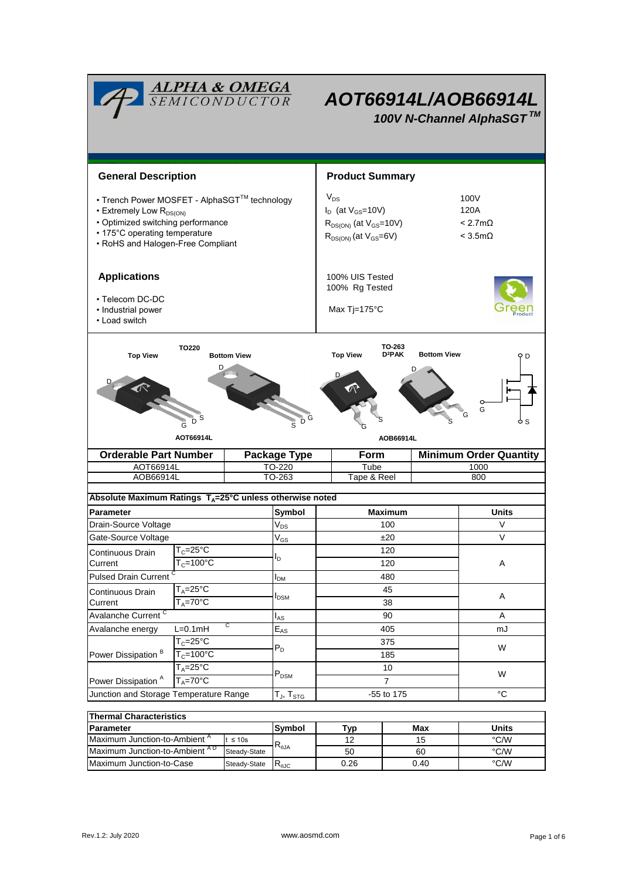# AOT66914L/AOB66914L

## 100V N-Channel AlphaSGT™

## General Description

- Trench Power MOSFET - AlphaSGT™ technology
- Extremely Low $R_{DS(ON)}$
- Optimized switching performance
- 175°C operating temperature
- RoHS and Halogen-Free Compliant

## Product Summary

| | |
|---|---|
| $V_{DS}$ | 100V |
| $I_D$ (at $V_{GS}$=10V) | 120A |
| $R_{DS(ON)}$ (at $V_{GS}$=10V) | < 2.7mΩ |
| $R_{DS(ON)}$ (at $V_{GS}$=6V) | < 3.5mΩ |

## Applications

- Telecom DC-DC
- Industrial power
- Load switch

100% UIS Tested
100% Rg Tested

Max Tj=175°C

TO220 — Top View, Bottom View — AOT66914L

TO-263 D²PAK — Top View, Bottom View — AOB66914L

| Orderable Part Number | Package Type | Form | Minimum Order Quantity |
|---|---|---|---|
| AOT66914L | TO-220 | Tube | 1000 |
| AOB66914L | TO-263 | Tape & Reel | 800 |

### Absolute Maximum Ratings $T_A$=25°C unless otherwise noted

| Parameter | | Symbol | Maximum | Units |
|---|---|---|---|---|
| Drain-Source Voltage | | $V_{DS}$ | 100 | V |
| Gate-Source Voltage | | $V_{GS}$ | ±20 | V |
| Continuous Drain Current | $T_C$=25°C | $I_D$ | 120 | A |
| | $T_C$=100°C | | 120 | |
| Pulsed Drain Current [C] | | $I_{DM}$ | 480 | |
| Continuous Drain Current | $T_A$=25°C | $I_{DSM}$ | 45 | A |
| | $T_A$=70°C | | 38 | |
| Avalanche Current [C] | | $I_{AS}$ | 90 | A |
| Avalanche energy | L=0.1mH [C] | $E_{AS}$ | 405 | mJ |
| Power Dissipation [B] | $T_C$=25°C | $P_D$ | 375 | W |
| | $T_C$=100°C | | 185 | |
| Power Dissipation [A] | $T_A$=25°C | $P_{DSM}$ | 10 | W |
| | $T_A$=70°C | | 7 | |
| Junction and Storage Temperature Range | | $T_J$, $T_{STG}$ | -55 to 175 | °C |

### Thermal Characteristics

| Parameter | | Symbol | Typ | Max | Units |
|---|---|---|---|---|---|
| Maximum Junction-to-Ambient [A] | t ≤ 10s | $R_{\theta JA}$ | 12 | 15 | °C/W |
| Maximum Junction-to-Ambient [A D] | Steady-State | | 50 | 60 | °C/W |
| Maximum Junction-to-Case | Steady-State | $R_{\theta JC}$ | 0.26 | 0.40 | °C/W |

Rev.1.2: July 2020 www.aosmd.com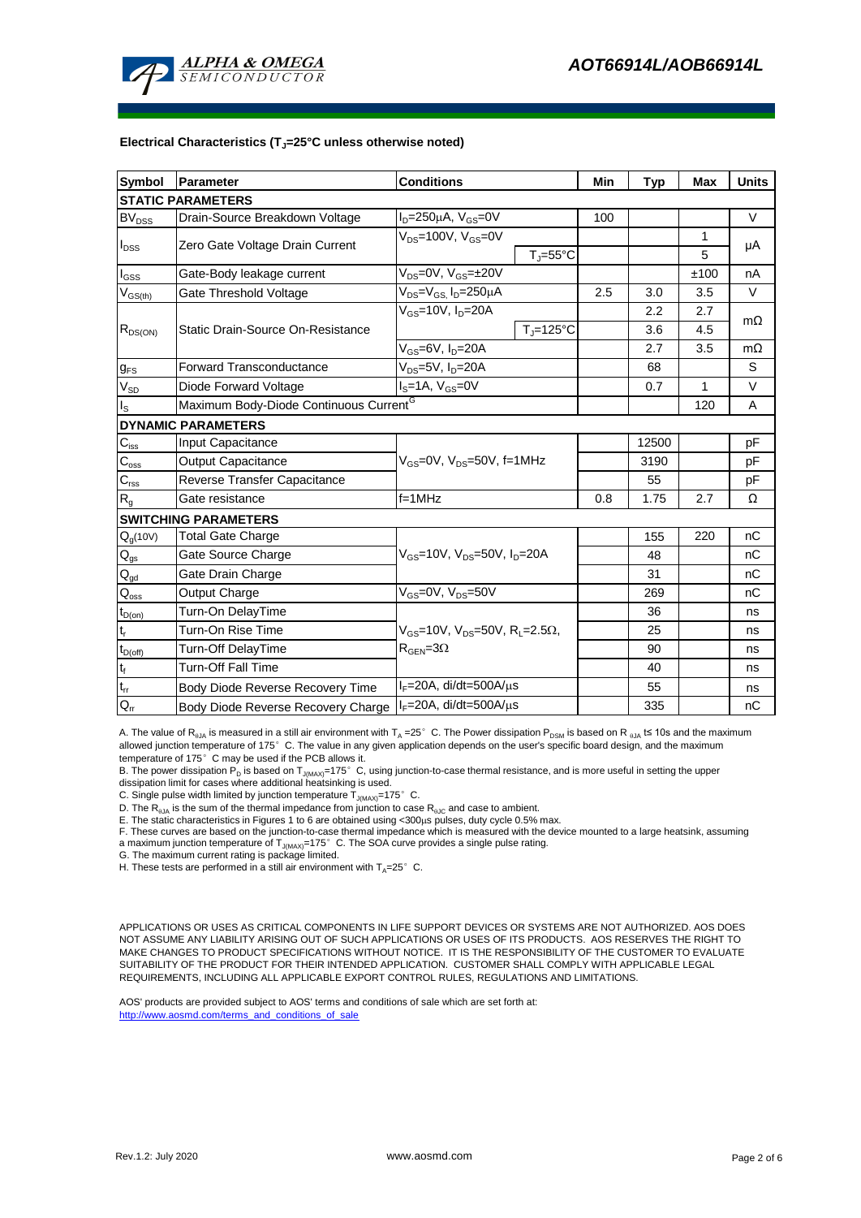### Electrical Characteristics ($T_J$=25°C unless otherwise noted)

| Symbol | Parameter | Conditions | | Min | Typ | Max | Units |
|---|---|---|---|---|---|---|---|
| **STATIC PARAMETERS** | | | | | | | |
| $BV_{DSS}$ | Drain-Source Breakdown Voltage | $I_D$=250µA, $V_{GS}$=0V | | 100 | | | V |
| $I_{DSS}$ | Zero Gate Voltage Drain Current | $V_{DS}$=100V, $V_{GS}$=0V | | | | 1 | µA |
| | | | $T_J$=55°C | | | 5 | |
| $I_{GSS}$ | Gate-Body leakage current | $V_{DS}$=0V, $V_{GS}$=±20V | | | | ±100 | nA |
| $V_{GS(th)}$ | Gate Threshold Voltage | $V_{DS}$=$V_{GS}$, $I_D$=250µA | | 2.5 | 3.0 | 3.5 | V |
| $R_{DS(ON)}$ | Static Drain-Source On-Resistance | $V_{GS}$=10V, $I_D$=20A | | | 2.2 | 2.7 | mΩ |
| | | | $T_J$=125°C | | 3.6 | 4.5 | |
| | | $V_{GS}$=6V, $I_D$=20A | | | 2.7 | 3.5 | mΩ |
| $g_{FS}$ | Forward Transconductance | $V_{DS}$=5V, $I_D$=20A | | | 68 | | S |
| $V_{SD}$ | Diode Forward Voltage | $I_S$=1A, $V_{GS}$=0V | | | 0.7 | 1 | V |
| $I_S$ | Maximum Body-Diode Continuous Current[G] | | | | | 120 | A |
| **DYNAMIC PARAMETERS** | | | | | | | |
| $C_{iss}$ | Input Capacitance | $V_{GS}$=0V, $V_{DS}$=50V, f=1MHz | | | 12500 | | pF |
| $C_{oss}$ | Output Capacitance | | | | 3190 | | pF |
| $C_{rss}$ | Reverse Transfer Capacitance | | | | 55 | | pF |
| $R_g$ | Gate resistance | f=1MHz | | 0.8 | 1.75 | 2.7 | Ω |
| **SWITCHING PARAMETERS** | | | | | | | |
| $Q_g$(10V) | Total Gate Charge | $V_{GS}$=10V, $V_{DS}$=50V, $I_D$=20A | | | 155 | 220 | nC |
| $Q_{gs}$ | Gate Source Charge | | | | 48 | | nC |
| $Q_{gd}$ | Gate Drain Charge | | | | 31 | | nC |
| $Q_{oss}$ | Output Charge | $V_{GS}$=0V, $V_{DS}$=50V | | | 269 | | nC |
| $t_{D(on)}$ | Turn-On DelayTime | $V_{GS}$=10V, $V_{DS}$=50V, $R_L$=2.5Ω, $R_{GEN}$=3Ω | | | 36 | | ns |
| $t_r$ | Turn-On Rise Time | | | | 25 | | ns |
| $t_{D(off)}$ | Turn-Off DelayTime | | | | 90 | | ns |
| $t_f$ | Turn-Off Fall Time | | | | 40 | | ns |
| $t_{rr}$ | Body Diode Reverse Recovery Time | $I_F$=20A, di/dt=500A/µs | | | 55 | | ns |
| $Q_{rr}$ | Body Diode Reverse Recovery Charge | $I_F$=20A, di/dt=500A/µs | | | 335 | | nC |

A. The value of $R_{\theta JA}$ is measured in a still air environment with $T_A$ =25°C. The Power dissipation $P_{DSM}$ is based on $R_{\theta JA}$ t≤ 10s and the maximum allowed junction temperature of 175°C. The value in any given application depends on the user's specific board design, and the maximum temperature of 175°C may be used if the PCB allows it.
B. The power dissipation $P_D$ is based on $T_{J(MAX)}$=175°C, using junction-to-case thermal resistance, and is more useful in setting the upper dissipation limit for cases where additional heatsinking is used.
C. Single pulse width limited by junction temperature $T_{J(MAX)}$=175°C.
D. The $R_{\theta JA}$ is the sum of the thermal impedance from junction to case $R_{\theta JC}$ and case to ambient.
E. The static characteristics in Figures 1 to 6 are obtained using <300µs pulses, duty cycle 0.5% max.
F. These curves are based on the junction-to-case thermal impedance which is measured with the device mounted to a large heatsink, assuming a maximum junction temperature of $T_{J(MAX)}$=175°C. The SOA curve provides a single pulse rating.
G. The maximum current rating is package limited.
H. These tests are performed in a still air environment with $T_A$=25°C.

APPLICATIONS OR USES AS CRITICAL COMPONENTS IN LIFE SUPPORT DEVICES OR SYSTEMS ARE NOT AUTHORIZED. AOS DOES NOT ASSUME ANY LIABILITY ARISING OUT OF SUCH APPLICATIONS OR USES OF ITS PRODUCTS. AOS RESERVES THE RIGHT TO MAKE CHANGES TO PRODUCT SPECIFICATIONS WITHOUT NOTICE. IT IS THE RESPONSIBILITY OF THE CUSTOMER TO EVALUATE SUITABILITY OF THE PRODUCT FOR THEIR INTENDED APPLICATION. CUSTOMER SHALL COMPLY WITH APPLICABLE LEGAL REQUIREMENTS, INCLUDING ALL APPLICABLE EXPORT CONTROL RULES, REGULATIONS AND LIMITATIONS.

AOS' products are provided subject to AOS' terms and conditions of sale which are set forth at:
http://www.aosmd.com/terms_and_conditions_of_sale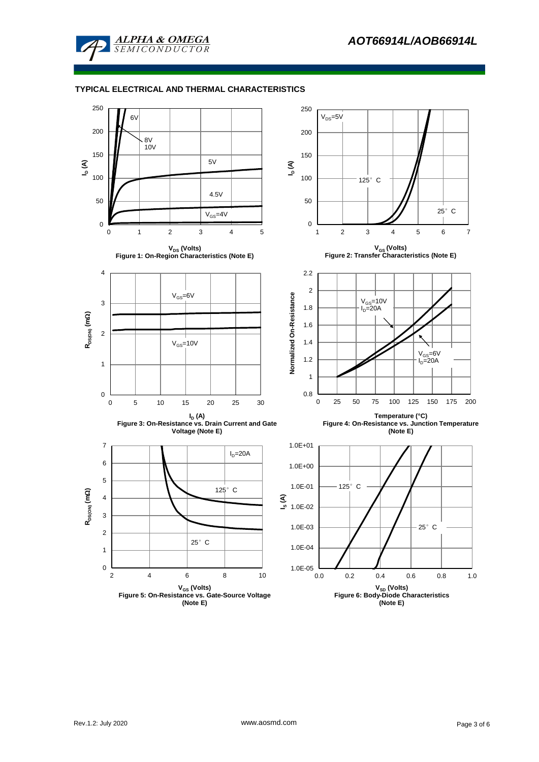## TYPICAL ELECTRICAL AND THERMAL CHARACTERISTICS

Figure 1: On-Region Characteristics (Note E)

Figure 2: Transfer Characteristics (Note E)

Figure 3: On-Resistance vs. Drain Current and Gate Voltage (Note E)

Figure 4: On-Resistance vs. Junction Temperature (Note E)

Figure 5: On-Resistance vs. Gate-Source Voltage (Note E)

Figure 6: Body-Diode Characteristics (Note E)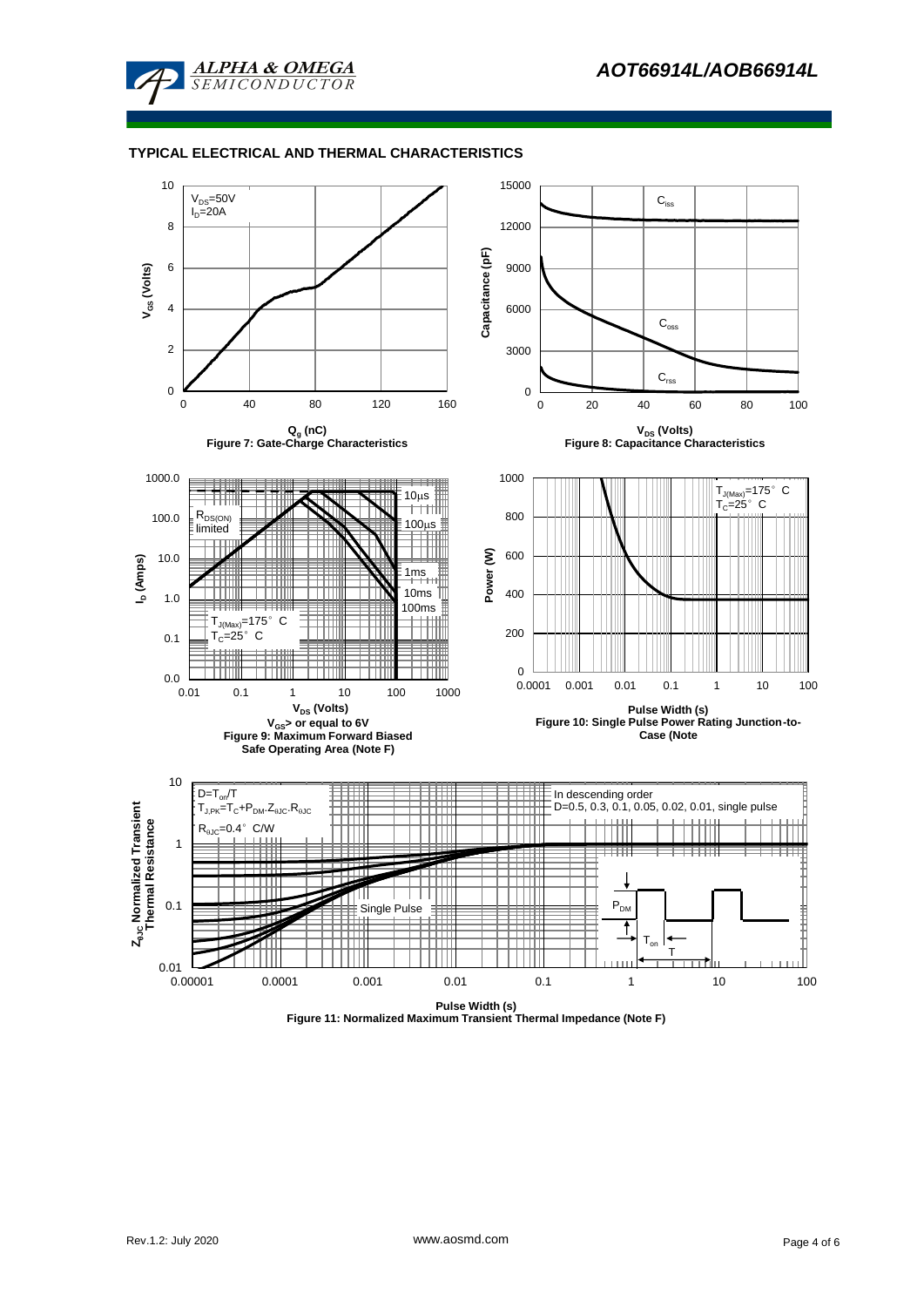## TYPICAL ELECTRICAL AND THERMAL CHARACTERISTICS

$V_{DS}$=50V
$I_D$=20A

$V_{GS}$ (Volts)

$Q_g$ (nC)

Figure 7: Gate-Charge Characteristics

$C_{iss}$

$C_{oss}$

$C_{rss}$

Capacitance (pF)

$V_{DS}$ (Volts)

Figure 8: Capacitance Characteristics

$R_{DS(ON)}$ limited

10µs

100µs

1ms

10ms

100ms

$T_{J(Max)}$=175° C
$T_C$=25° C

$I_D$ (Amps)

$V_{DS}$ (Volts)

$V_{GS}$> or equal to 6V

Figure 9: Maximum Forward Biased Safe Operating Area (Note F)

$T_{J(Max)}$=175° C
$T_C$=25° C

Power (W)

Pulse Width (s)

Figure 10: Single Pulse Power Rating Junction-to-Case (Note

$D=T_{on}/T$
$T_{J,PK}=T_C+P_{DM}.Z_{\theta JC}.R_{\theta JC}$
$R_{\theta JC}$=0.4° C/W

In descending order
D=0.5, 0.3, 0.1, 0.05, 0.02, 0.01, single pulse

Single Pulse

$P_{DM}$

$T_{on}$

T

$Z_{\theta JC}$ Normalized Transient Thermal Resistance

Pulse Width (s)

Figure 11: Normalized Maximum Transient Thermal Impedance (Note F)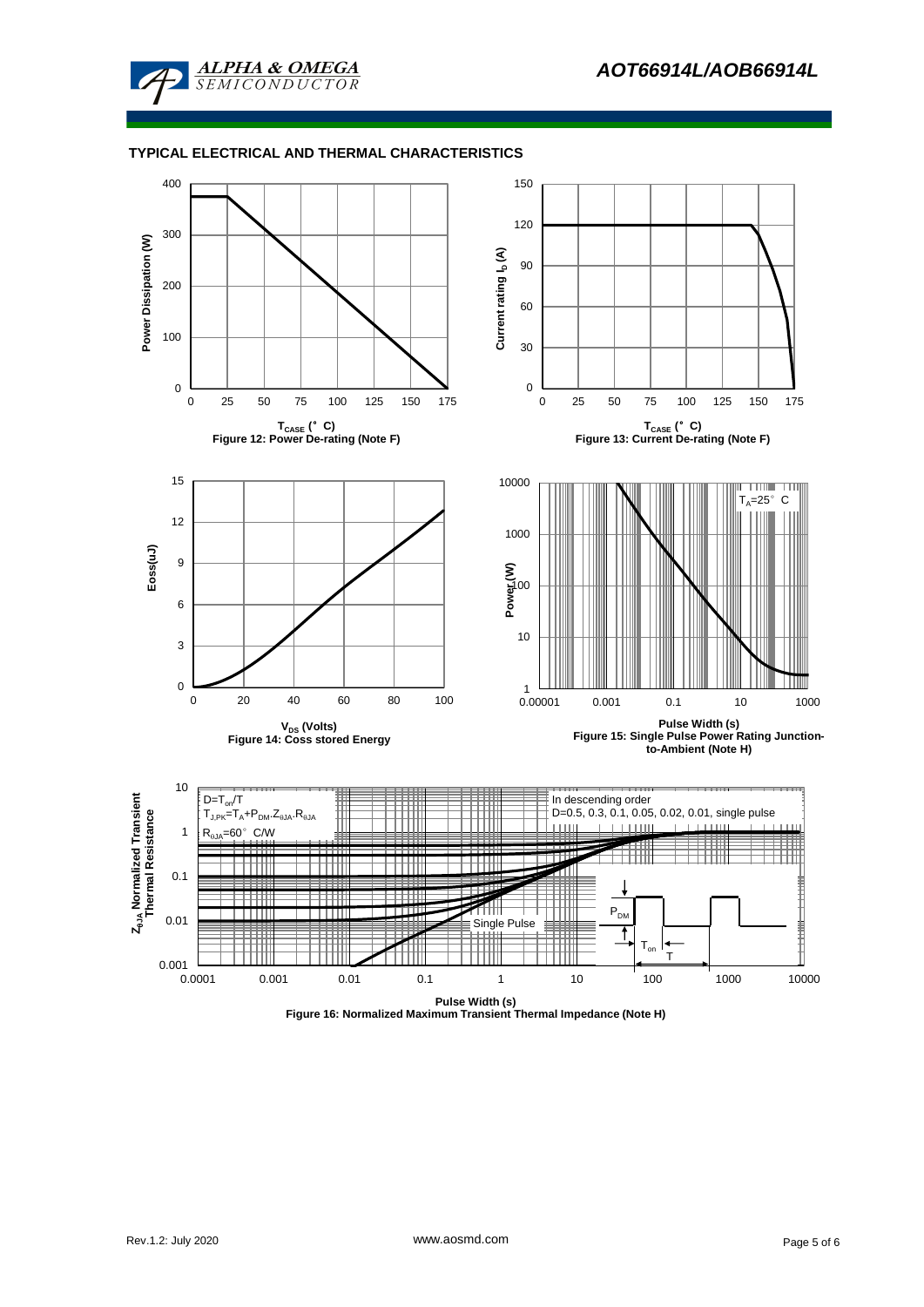## TYPICAL ELECTRICAL AND THERMAL CHARACTERISTICS

$T_{CASE}$ (°C)

Figure 12: Power De-rating (Note F)

$T_{CASE}$ (°C)

Figure 13: Current De-rating (Note F)

$V_{DS}$ (Volts)

Figure 14: Coss stored Energy

Pulse Width (s)

Figure 15: Single Pulse Power Rating Junction-to-Ambient (Note H)

$D=T_{on}/T$

$T_{J,PK}=T_A+P_{DM}.Z_{\theta JA}.R_{\theta JA}$

$R_{\theta JA}$=60°C/W

In descending order

D=0.5, 0.3, 0.1, 0.05, 0.02, 0.01, single pulse

Pulse Width (s)

Figure 16: Normalized Maximum Transient Thermal Impedance (Note H)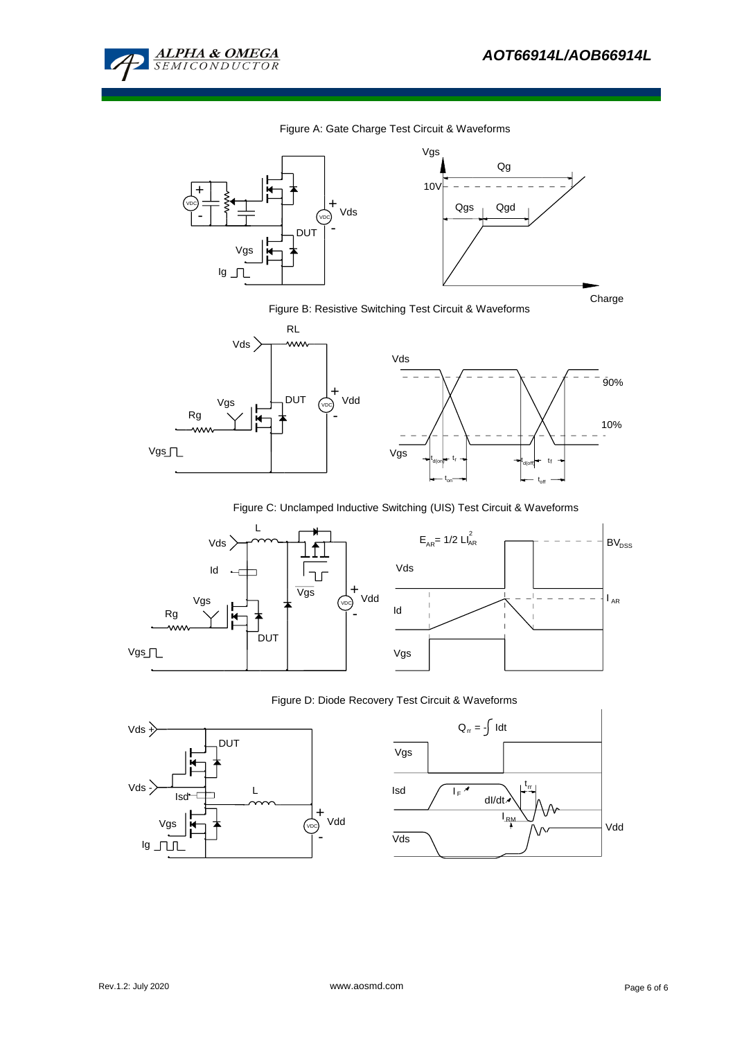Figure A: Gate Charge Test Circuit & Waveforms

VDC
+
-
DUT
Vgs
Ig
+
Vds
-
VDC

Vgs
Qg
10V
Qgs
Qgd
Charge

Figure B: Resistive Switching Test Circuit & Waveforms

RL
Vds
DUT
Vgs
Rg
Vgs
+
Vdd
-
VDC

Vds
90%
10%
Vgs
$t_{d(on)}$
$t_r$
$t_{on}$
$t_{d(off)}$
$t_f$
$t_{off}$

Figure C: Unclamped Inductive Switching (UIS) Test Circuit & Waveforms

L
Vds
Id
Vgs
Vgs
Rg
DUT
Vgs
+
Vdd
-
VDC

$E_{AR} = 1/2\ LI_{AR}^2$
$BV_{DSS}$
Vds
Id
$I_{AR}$
Vgs

Figure D: Diode Recovery Test Circuit & Waveforms

Vds +
DUT
Vds -
Isd
L
Vgs
Ig
+
Vdd
-
VDC

$Q_{rr} = -\int Idt$
Vgs
Isd
$I_F$
$t_{rr}$
dI/dt
$I_{RM}$
Vdd
Vds